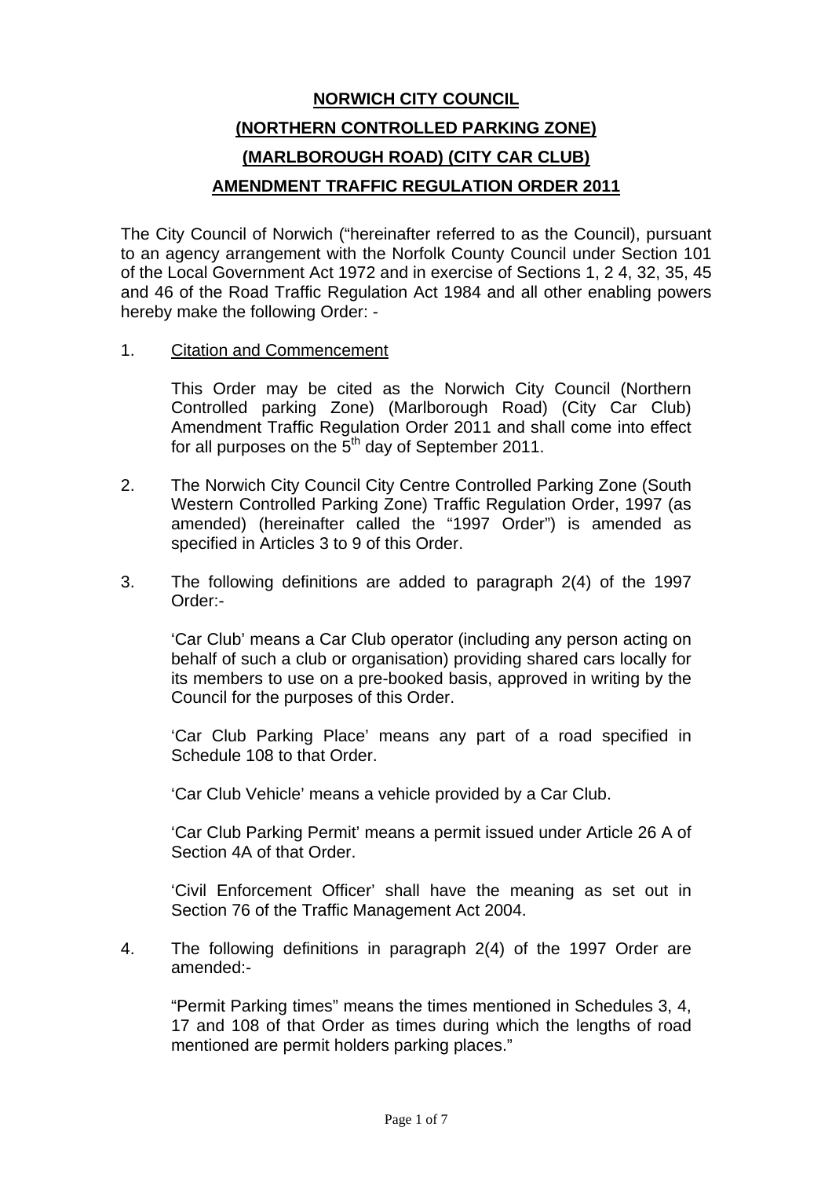# NORWICH CITY COUNCIL
# (NORTHERN CONTROLLED PARKING ZONE)
# (MARLBOROUGH ROAD) (CITY CAR CLUB)
# AMENDMENT TRAFFIC REGULATION ORDER 2011

The City Council of Norwich ("hereinafter referred to as the Council), pursuant to an agency arrangement with the Norfolk County Council under Section 101 of the Local Government Act 1972 and in exercise of Sections 1, 2 4, 32, 35, 45 and 46 of the Road Traffic Regulation Act 1984 and all other enabling powers hereby make the following Order: -

1. Citation and Commencement

   This Order may be cited as the Norwich City Council (Northern Controlled parking Zone) (Marlborough Road) (City Car Club) Amendment Traffic Regulation Order 2011 and shall come into effect for all purposes on the 5th day of September 2011.

2. The Norwich City Council City Centre Controlled Parking Zone (South Western Controlled Parking Zone) Traffic Regulation Order, 1997 (as amended) (hereinafter called the "1997 Order") is amended as specified in Articles 3 to 9 of this Order.

3. The following definitions are added to paragraph 2(4) of the 1997 Order:-

   'Car Club' means a Car Club operator (including any person acting on behalf of such a club or organisation) providing shared cars locally for its members to use on a pre-booked basis, approved in writing by the Council for the purposes of this Order.

   'Car Club Parking Place' means any part of a road specified in Schedule 108 to that Order.

   'Car Club Vehicle' means a vehicle provided by a Car Club.

   'Car Club Parking Permit' means a permit issued under Article 26 A of Section 4A of that Order.

   'Civil Enforcement Officer' shall have the meaning as set out in Section 76 of the Traffic Management Act 2004.

4. The following definitions in paragraph 2(4) of the 1997 Order are amended:-

   "Permit Parking times" means the times mentioned in Schedules 3, 4, 17 and 108 of that Order as times during which the lengths of road mentioned are permit holders parking places."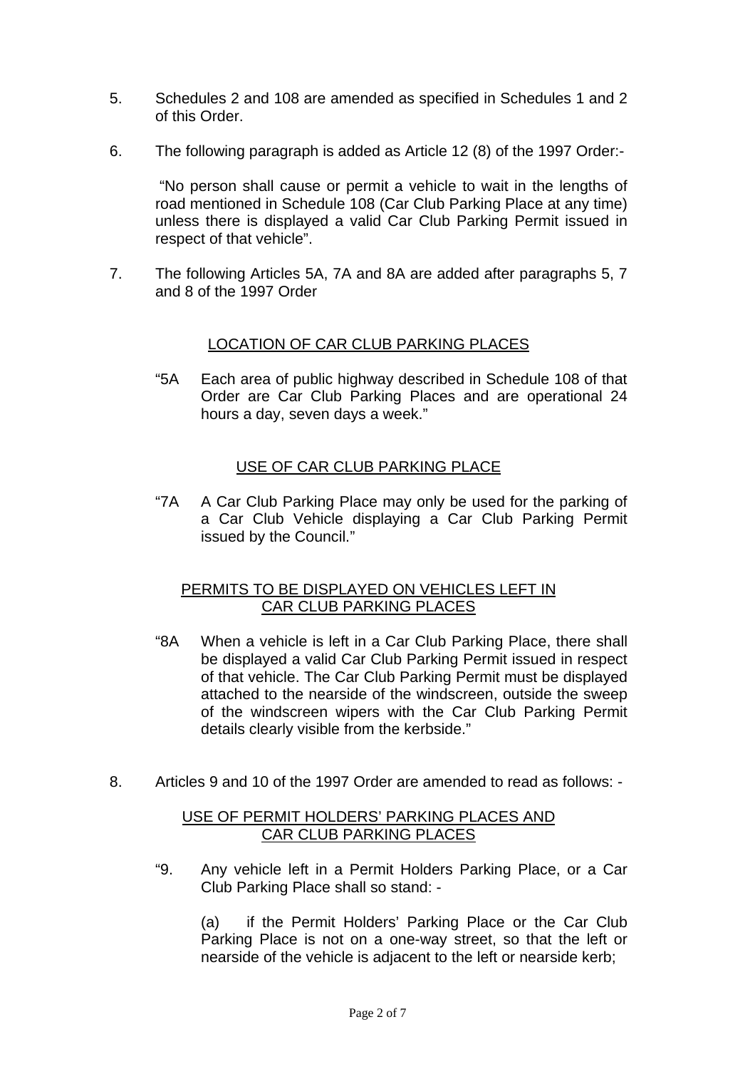5. Schedules 2 and 108 are amended as specified in Schedules 1 and 2 of this Order.

6. The following paragraph is added as Article 12 (8) of the 1997 Order:-

   "No person shall cause or permit a vehicle to wait in the lengths of road mentioned in Schedule 108 (Car Club Parking Place at any time) unless there is displayed a valid Car Club Parking Permit issued in respect of that vehicle".

7. The following Articles 5A, 7A and 8A are added after paragraphs 5, 7 and 8 of the 1997 Order

<u>LOCATION OF CAR CLUB PARKING PLACES</u>

"5A Each area of public highway described in Schedule 108 of that Order are Car Club Parking Places and are operational 24 hours a day, seven days a week."

<u>USE OF CAR CLUB PARKING PLACE</u>

"7A A Car Club Parking Place may only be used for the parking of a Car Club Vehicle displaying a Car Club Parking Permit issued by the Council."

<u>PERMITS TO BE DISPLAYED ON VEHICLES LEFT IN CAR CLUB PARKING PLACES</u>

"8A When a vehicle is left in a Car Club Parking Place, there shall be displayed a valid Car Club Parking Permit issued in respect of that vehicle. The Car Club Parking Permit must be displayed attached to the nearside of the windscreen, outside the sweep of the windscreen wipers with the Car Club Parking Permit details clearly visible from the kerbside."

8. Articles 9 and 10 of the 1997 Order are amended to read as follows: -

<u>USE OF PERMIT HOLDERS' PARKING PLACES AND CAR CLUB PARKING PLACES</u>

"9. Any vehicle left in a Permit Holders Parking Place, or a Car Club Parking Place shall so stand: -

   (a) if the Permit Holders' Parking Place or the Car Club Parking Place is not on a one-way street, so that the left or nearside of the vehicle is adjacent to the left or nearside kerb;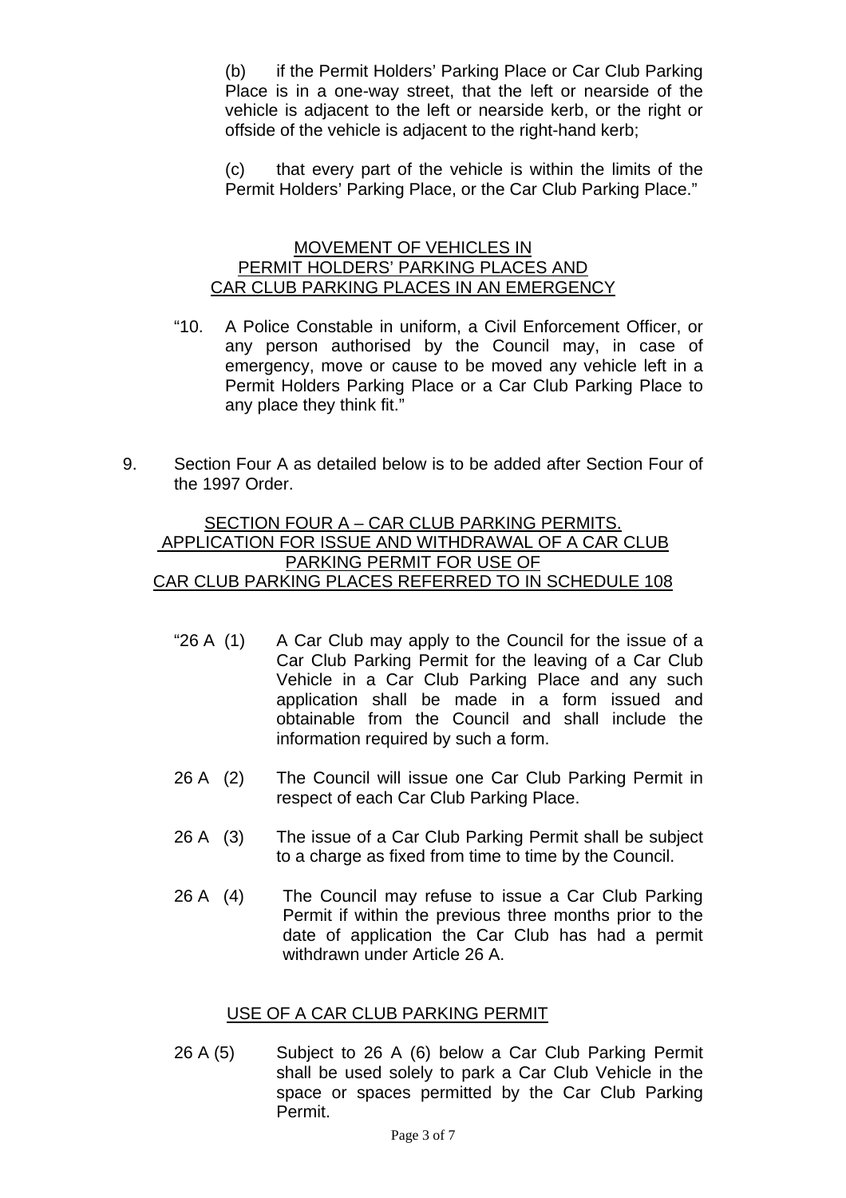(b) if the Permit Holders' Parking Place or Car Club Parking Place is in a one-way street, that the left or nearside of the vehicle is adjacent to the left or nearside kerb, or the right or offside of the vehicle is adjacent to the right-hand kerb;

(c) that every part of the vehicle is within the limits of the Permit Holders' Parking Place, or the Car Club Parking Place."

## MOVEMENT OF VEHICLES IN PERMIT HOLDERS' PARKING PLACES AND CAR CLUB PARKING PLACES IN AN EMERGENCY

"10. A Police Constable in uniform, a Civil Enforcement Officer, or any person authorised by the Council may, in case of emergency, move or cause to be moved any vehicle left in a Permit Holders Parking Place or a Car Club Parking Place to any place they think fit."

9. Section Four A as detailed below is to be added after Section Four of the 1997 Order.

## SECTION FOUR A – CAR CLUB PARKING PERMITS. APPLICATION FOR ISSUE AND WITHDRAWAL OF A CAR CLUB PARKING PERMIT FOR USE OF CAR CLUB PARKING PLACES REFERRED TO IN SCHEDULE 108

"26 A (1) A Car Club may apply to the Council for the issue of a Car Club Parking Permit for the leaving of a Car Club Vehicle in a Car Club Parking Place and any such application shall be made in a form issued and obtainable from the Council and shall include the information required by such a form.

26 A (2) The Council will issue one Car Club Parking Permit in respect of each Car Club Parking Place.

26 A (3) The issue of a Car Club Parking Permit shall be subject to a charge as fixed from time to time by the Council.

26 A (4) The Council may refuse to issue a Car Club Parking Permit if within the previous three months prior to the date of application the Car Club has had a permit withdrawn under Article 26 A.

## USE OF A CAR CLUB PARKING PERMIT

26 A (5) Subject to 26 A (6) below a Car Club Parking Permit shall be used solely to park a Car Club Vehicle in the space or spaces permitted by the Car Club Parking Permit.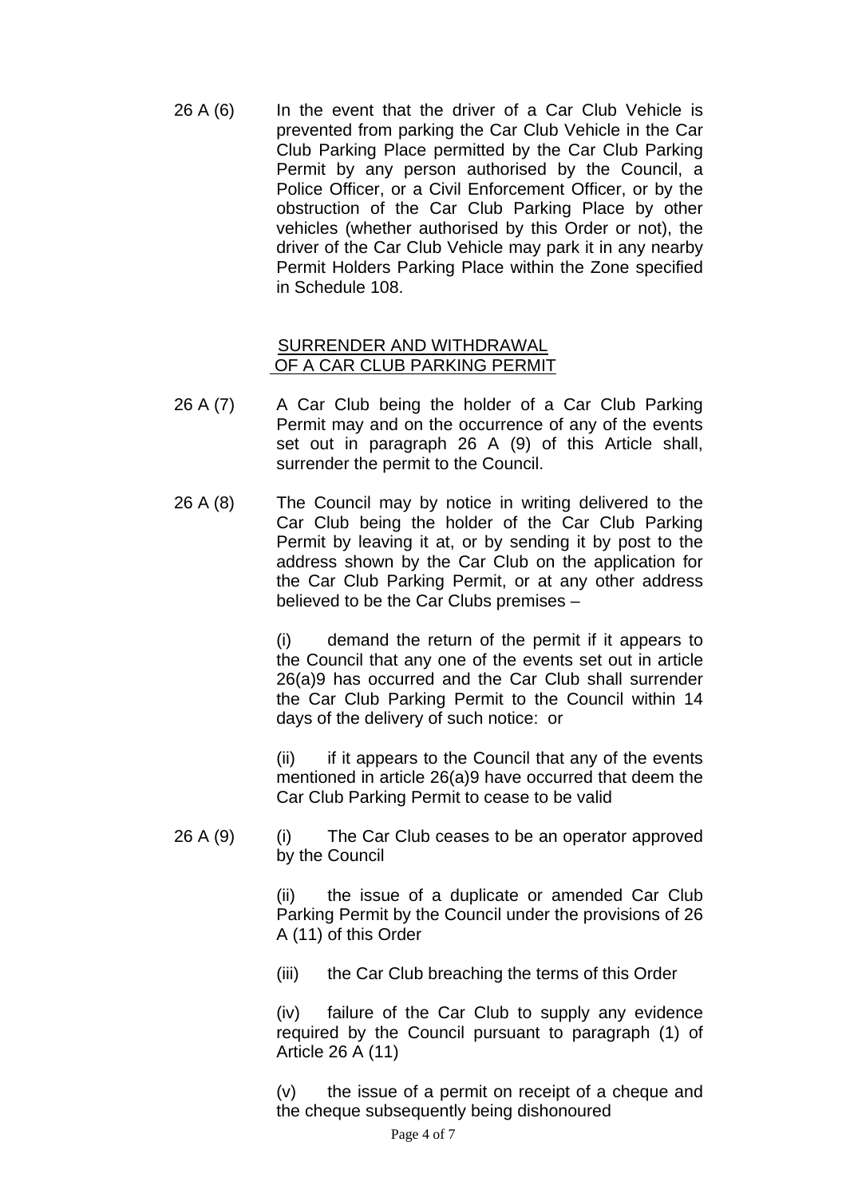26 A (6) In the event that the driver of a Car Club Vehicle is prevented from parking the Car Club Vehicle in the Car Club Parking Place permitted by the Car Club Parking Permit by any person authorised by the Council, a Police Officer, or a Civil Enforcement Officer, or by the obstruction of the Car Club Parking Place by other vehicles (whether authorised by this Order or not), the driver of the Car Club Vehicle may park it in any nearby Permit Holders Parking Place within the Zone specified in Schedule 108.

## SURRENDER AND WITHDRAWAL OF A CAR CLUB PARKING PERMIT

26 A (7) A Car Club being the holder of a Car Club Parking Permit may and on the occurrence of any of the events set out in paragraph 26 A (9) of this Article shall, surrender the permit to the Council.

26 A (8) The Council may by notice in writing delivered to the Car Club being the holder of the Car Club Parking Permit by leaving it at, or by sending it by post to the address shown by the Car Club on the application for the Car Club Parking Permit, or at any other address believed to be the Car Clubs premises –

(i) demand the return of the permit if it appears to the Council that any one of the events set out in article 26(a)9 has occurred and the Car Club shall surrender the Car Club Parking Permit to the Council within 14 days of the delivery of such notice: or

(ii) if it appears to the Council that any of the events mentioned in article 26(a)9 have occurred that deem the Car Club Parking Permit to cease to be valid

26 A (9) (i) The Car Club ceases to be an operator approved by the Council

(ii) the issue of a duplicate or amended Car Club Parking Permit by the Council under the provisions of 26 A (11) of this Order

(iii) the Car Club breaching the terms of this Order

(iv) failure of the Car Club to supply any evidence required by the Council pursuant to paragraph (1) of Article 26 A (11)

(v) the issue of a permit on receipt of a cheque and the cheque subsequently being dishonoured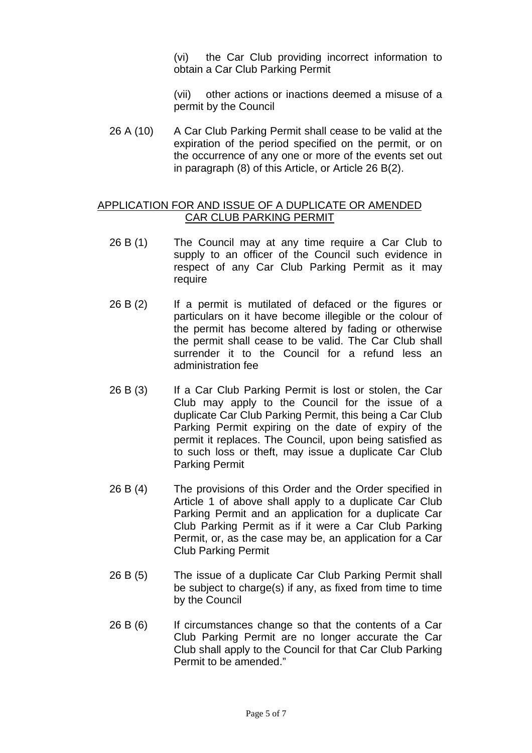(vi) the Car Club providing incorrect information to obtain a Car Club Parking Permit

(vii) other actions or inactions deemed a misuse of a permit by the Council

26 A (10) A Car Club Parking Permit shall cease to be valid at the expiration of the period specified on the permit, or on the occurrence of any one or more of the events set out in paragraph (8) of this Article, or Article 26 B(2).

## APPLICATION FOR AND ISSUE OF A DUPLICATE OR AMENDED CAR CLUB PARKING PERMIT

26 B (1) The Council may at any time require a Car Club to supply to an officer of the Council such evidence in respect of any Car Club Parking Permit as it may require

26 B (2) If a permit is mutilated of defaced or the figures or particulars on it have become illegible or the colour of the permit has become altered by fading or otherwise the permit shall cease to be valid. The Car Club shall surrender it to the Council for a refund less an administration fee

26 B (3) If a Car Club Parking Permit is lost or stolen, the Car Club may apply to the Council for the issue of a duplicate Car Club Parking Permit, this being a Car Club Parking Permit expiring on the date of expiry of the permit it replaces. The Council, upon being satisfied as to such loss or theft, may issue a duplicate Car Club Parking Permit

26 B (4) The provisions of this Order and the Order specified in Article 1 of above shall apply to a duplicate Car Club Parking Permit and an application for a duplicate Car Club Parking Permit as if it were a Car Club Parking Permit, or, as the case may be, an application for a Car Club Parking Permit

26 B (5) The issue of a duplicate Car Club Parking Permit shall be subject to charge(s) if any, as fixed from time to time by the Council

26 B (6) If circumstances change so that the contents of a Car Club Parking Permit are no longer accurate the Car Club shall apply to the Council for that Car Club Parking Permit to be amended."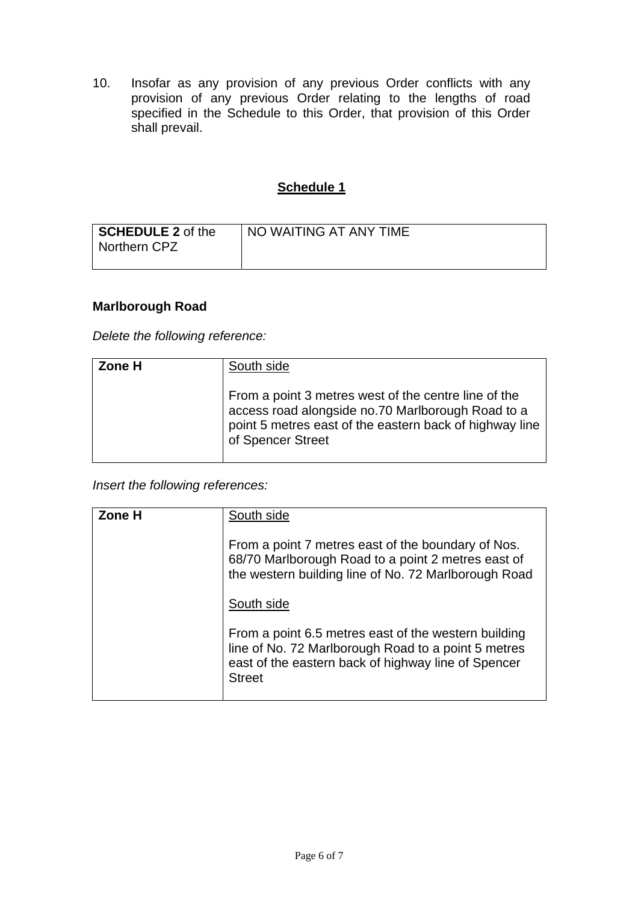10. Insofar as any provision of any previous Order conflicts with any provision of any previous Order relating to the lengths of road specified in the Schedule to this Order, that provision of this Order shall prevail.

## Schedule 1

| **SCHEDULE 2** of the Northern CPZ | NO WAITING AT ANY TIME |
|---|---|

**Marlborough Road**

*Delete the following reference:*

| **Zone H** | South side<br><br>From a point 3 metres west of the centre line of the access road alongside no.70 Marlborough Road to a point 5 metres east of the eastern back of highway line of Spencer Street |
|---|---|

*Insert the following references:*

| **Zone H** | South side<br><br>From a point 7 metres east of the boundary of Nos. 68/70 Marlborough Road to a point 2 metres east of the western building line of No. 72 Marlborough Road<br><br>South side<br><br>From a point 6.5 metres east of the western building line of No. 72 Marlborough Road to a point 5 metres east of the eastern back of highway line of Spencer Street |
|---|---|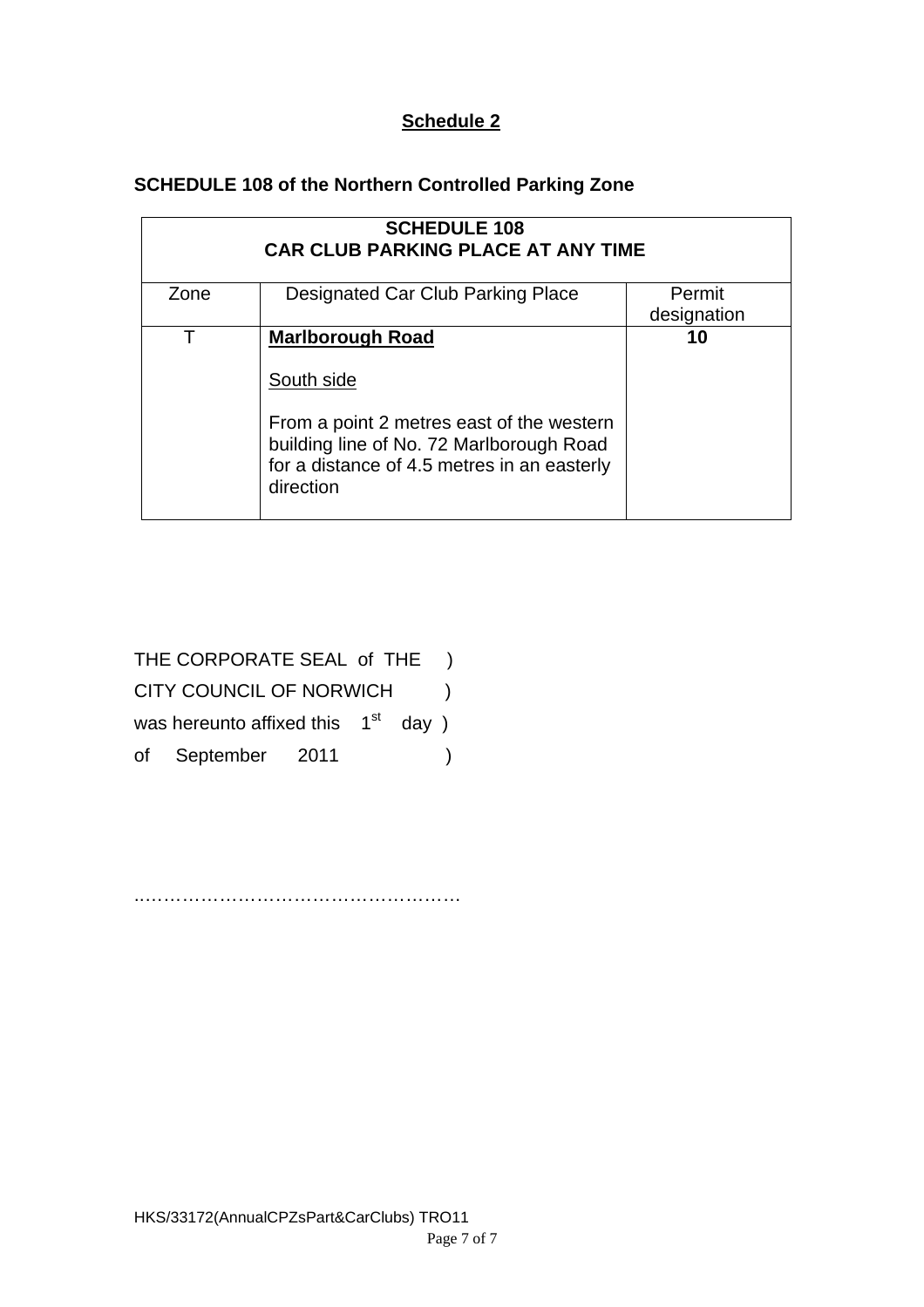## Schedule 2

**SCHEDULE 108 of the Northern Controlled Parking Zone**

| **SCHEDULE 108**<br>**CAR CLUB PARKING PLACE AT ANY TIME** | | |
|---|---|---|
| Zone | Designated Car Club Parking Place | Permit designation |
| T | **Marlborough Road**<br><br>South side<br><br>From a point 2 metres east of the western building line of No. 72 Marlborough Road for a distance of 4.5 metres in an easterly direction | **10** |

THE CORPORATE SEAL of THE )
CITY COUNCIL OF NORWICH )
was hereunto affixed this 1st day )
of September 2011 )

…………………………………………….

HKS/33172(AnnualCPZsPart&CarClubs) TRO11